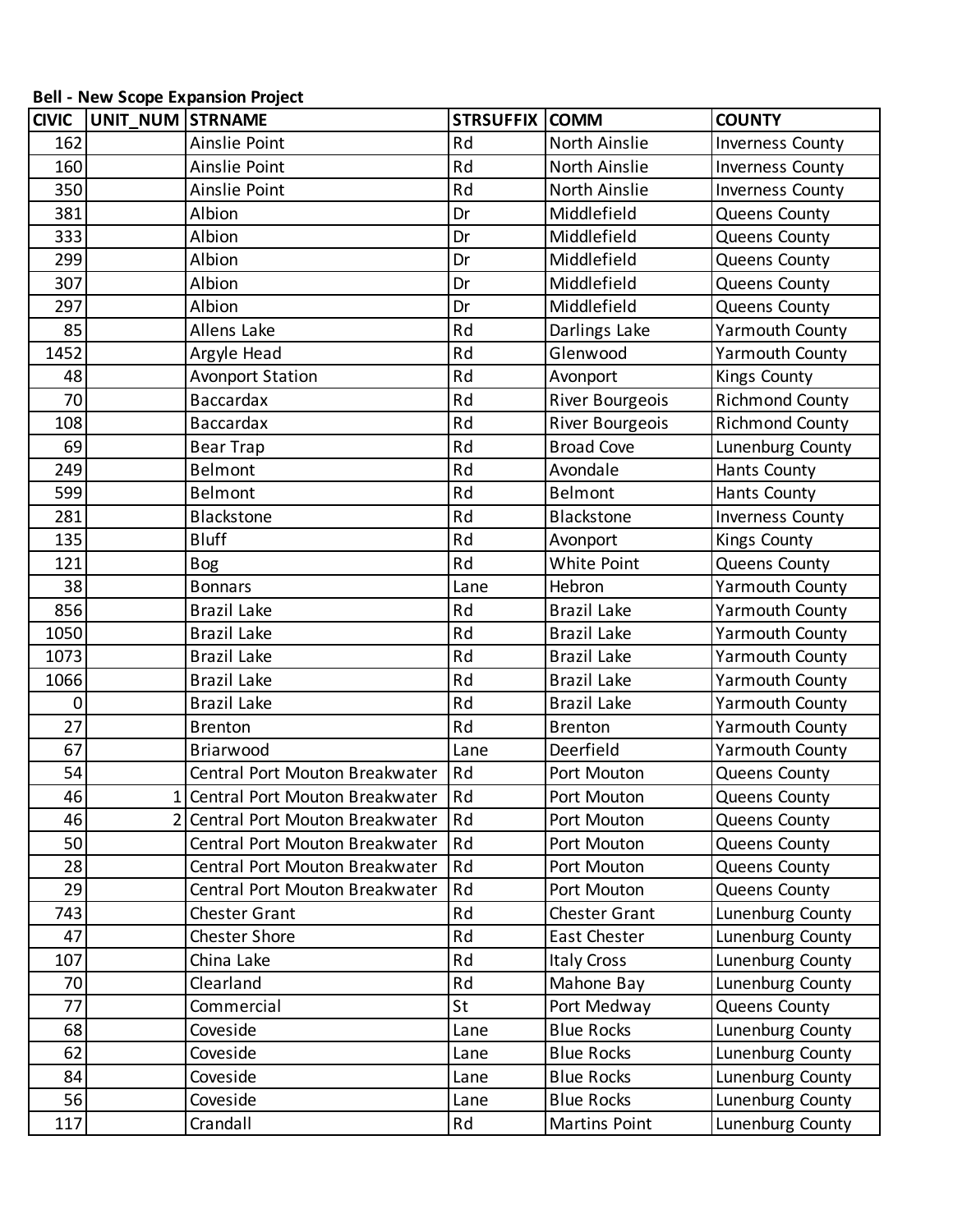**Bell - New Scope Expansion Project**

| CIVIC | UNIT_NUM | STRNAME | STRSUFFIX | COMM | COUNTY |
|---|---|---|---|---|---|
| 162 | | Ainslie Point | Rd | North Ainslie | Inverness County |
| 160 | | Ainslie Point | Rd | North Ainslie | Inverness County |
| 350 | | Ainslie Point | Rd | North Ainslie | Inverness County |
| 381 | | Albion | Dr | Middlefield | Queens County |
| 333 | | Albion | Dr | Middlefield | Queens County |
| 299 | | Albion | Dr | Middlefield | Queens County |
| 307 | | Albion | Dr | Middlefield | Queens County |
| 297 | | Albion | Dr | Middlefield | Queens County |
| 85 | | Allens Lake | Rd | Darlings Lake | Yarmouth County |
| 1452 | | Argyle Head | Rd | Glenwood | Yarmouth County |
| 48 | | Avonport Station | Rd | Avonport | Kings County |
| 70 | | Baccardax | Rd | River Bourgeois | Richmond County |
| 108 | | Baccardax | Rd | River Bourgeois | Richmond County |
| 69 | | Bear Trap | Rd | Broad Cove | Lunenburg County |
| 249 | | Belmont | Rd | Avondale | Hants County |
| 599 | | Belmont | Rd | Belmont | Hants County |
| 281 | | Blackstone | Rd | Blackstone | Inverness County |
| 135 | | Bluff | Rd | Avonport | Kings County |
| 121 | | Bog | Rd | White Point | Queens County |
| 38 | | Bonnars | Lane | Hebron | Yarmouth County |
| 856 | | Brazil Lake | Rd | Brazil Lake | Yarmouth County |
| 1050 | | Brazil Lake | Rd | Brazil Lake | Yarmouth County |
| 1073 | | Brazil Lake | Rd | Brazil Lake | Yarmouth County |
| 1066 | | Brazil Lake | Rd | Brazil Lake | Yarmouth County |
| 0 | | Brazil Lake | Rd | Brazil Lake | Yarmouth County |
| 27 | | Brenton | Rd | Brenton | Yarmouth County |
| 67 | | Briarwood | Lane | Deerfield | Yarmouth County |
| 54 | | Central Port Mouton Breakwater | Rd | Port Mouton | Queens County |
| 46 | 1 | Central Port Mouton Breakwater | Rd | Port Mouton | Queens County |
| 46 | 2 | Central Port Mouton Breakwater | Rd | Port Mouton | Queens County |
| 50 | | Central Port Mouton Breakwater | Rd | Port Mouton | Queens County |
| 28 | | Central Port Mouton Breakwater | Rd | Port Mouton | Queens County |
| 29 | | Central Port Mouton Breakwater | Rd | Port Mouton | Queens County |
| 743 | | Chester Grant | Rd | Chester Grant | Lunenburg County |
| 47 | | Chester Shore | Rd | East Chester | Lunenburg County |
| 107 | | China Lake | Rd | Italy Cross | Lunenburg County |
| 70 | | Clearland | Rd | Mahone Bay | Lunenburg County |
| 77 | | Commercial | St | Port Medway | Queens County |
| 68 | | Coveside | Lane | Blue Rocks | Lunenburg County |
| 62 | | Coveside | Lane | Blue Rocks | Lunenburg County |
| 84 | | Coveside | Lane | Blue Rocks | Lunenburg County |
| 56 | | Coveside | Lane | Blue Rocks | Lunenburg County |
| 117 | | Crandall | Rd | Martins Point | Lunenburg County |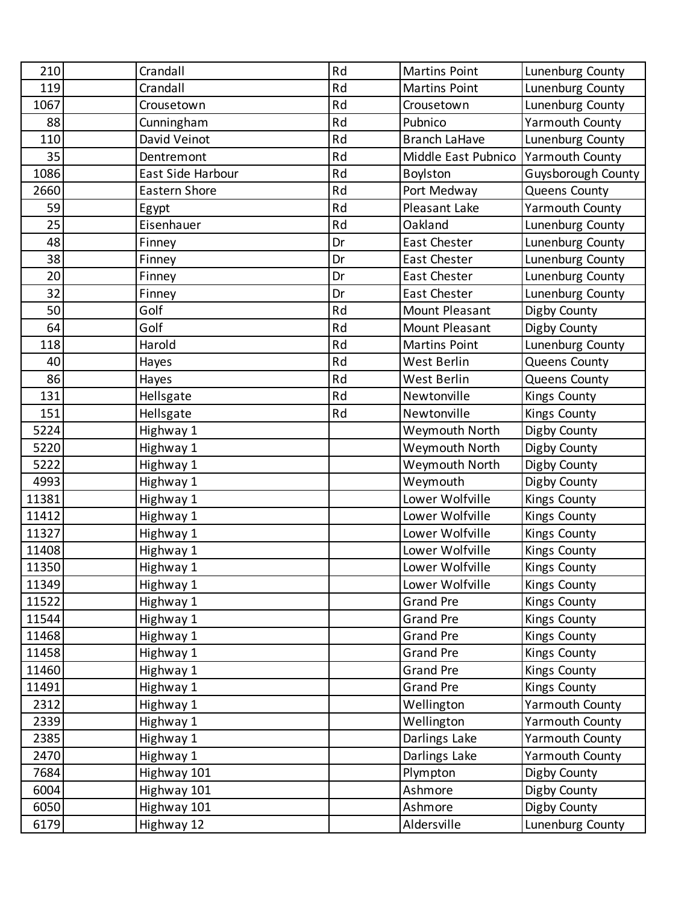| 210 | | Crandall | Rd | Martins Point | Lunenburg County |
|---|---|---|---|---|---|
| 119 | | Crandall | Rd | Martins Point | Lunenburg County |
| 1067 | | Crousetown | Rd | Crousetown | Lunenburg County |
| 88 | | Cunningham | Rd | Pubnico | Yarmouth County |
| 110 | | David Veinot | Rd | Branch LaHave | Lunenburg County |
| 35 | | Dentremont | Rd | Middle East Pubnico | Yarmouth County |
| 1086 | | East Side Harbour | Rd | Boylston | Guysborough County |
| 2660 | | Eastern Shore | Rd | Port Medway | Queens County |
| 59 | | Egypt | Rd | Pleasant Lake | Yarmouth County |
| 25 | | Eisenhauer | Rd | Oakland | Lunenburg County |
| 48 | | Finney | Dr | East Chester | Lunenburg County |
| 38 | | Finney | Dr | East Chester | Lunenburg County |
| 20 | | Finney | Dr | East Chester | Lunenburg County |
| 32 | | Finney | Dr | East Chester | Lunenburg County |
| 50 | | Golf | Rd | Mount Pleasant | Digby County |
| 64 | | Golf | Rd | Mount Pleasant | Digby County |
| 118 | | Harold | Rd | Martins Point | Lunenburg County |
| 40 | | Hayes | Rd | West Berlin | Queens County |
| 86 | | Hayes | Rd | West Berlin | Queens County |
| 131 | | Hellsgate | Rd | Newtonville | Kings County |
| 151 | | Hellsgate | Rd | Newtonville | Kings County |
| 5224 | | Highway 1 | | Weymouth North | Digby County |
| 5220 | | Highway 1 | | Weymouth North | Digby County |
| 5222 | | Highway 1 | | Weymouth North | Digby County |
| 4993 | | Highway 1 | | Weymouth | Digby County |
| 11381 | | Highway 1 | | Lower Wolfville | Kings County |
| 11412 | | Highway 1 | | Lower Wolfville | Kings County |
| 11327 | | Highway 1 | | Lower Wolfville | Kings County |
| 11408 | | Highway 1 | | Lower Wolfville | Kings County |
| 11350 | | Highway 1 | | Lower Wolfville | Kings County |
| 11349 | | Highway 1 | | Lower Wolfville | Kings County |
| 11522 | | Highway 1 | | Grand Pre | Kings County |
| 11544 | | Highway 1 | | Grand Pre | Kings County |
| 11468 | | Highway 1 | | Grand Pre | Kings County |
| 11458 | | Highway 1 | | Grand Pre | Kings County |
| 11460 | | Highway 1 | | Grand Pre | Kings County |
| 11491 | | Highway 1 | | Grand Pre | Kings County |
| 2312 | | Highway 1 | | Wellington | Yarmouth County |
| 2339 | | Highway 1 | | Wellington | Yarmouth County |
| 2385 | | Highway 1 | | Darlings Lake | Yarmouth County |
| 2470 | | Highway 1 | | Darlings Lake | Yarmouth County |
| 7684 | | Highway 101 | | Plympton | Digby County |
| 6004 | | Highway 101 | | Ashmore | Digby County |
| 6050 | | Highway 101 | | Ashmore | Digby County |
| 6179 | | Highway 12 | | Aldersville | Lunenburg County |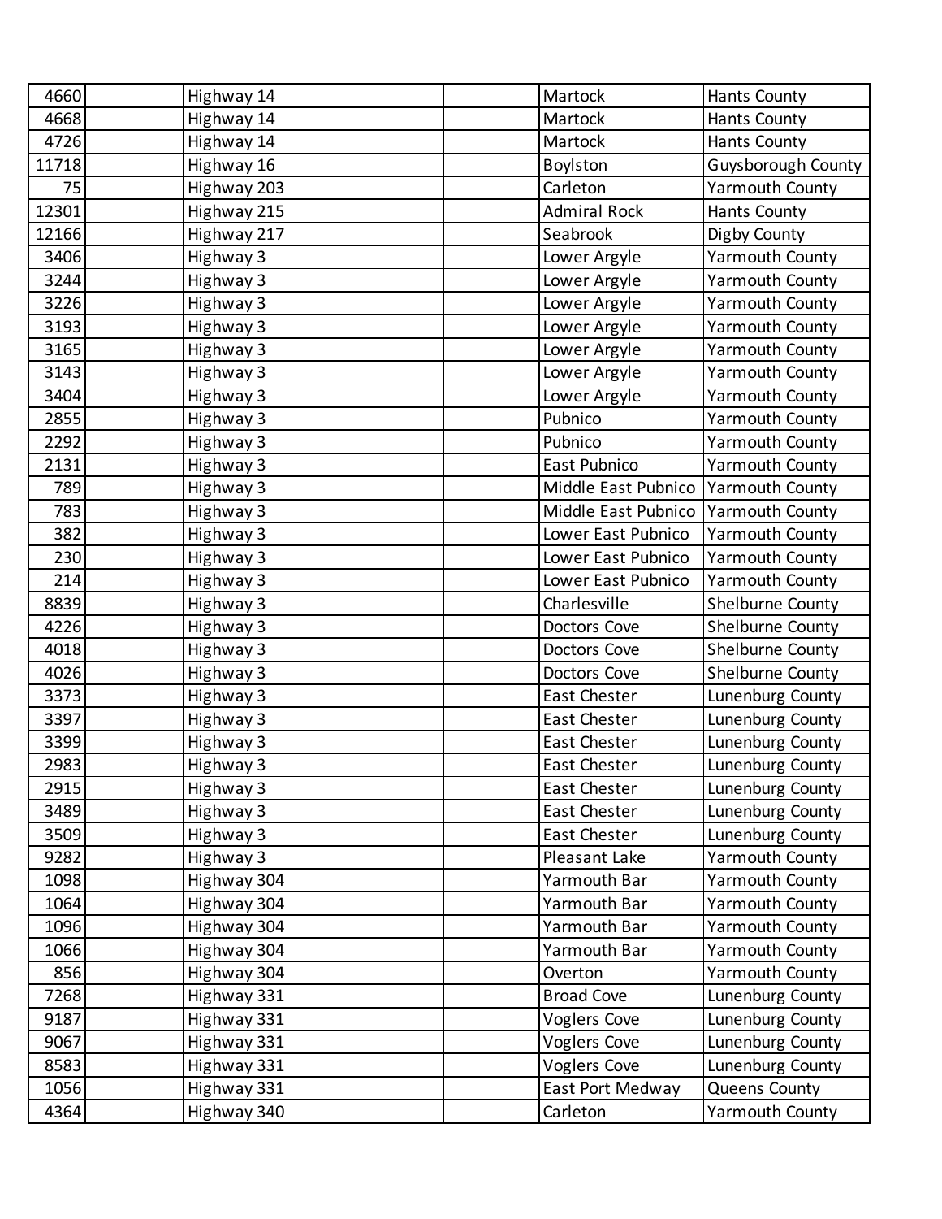| | | | | | |
|---|---|---|---|---|---|
| 4660 | | Highway 14 | | Martock | Hants County |
| 4668 | | Highway 14 | | Martock | Hants County |
| 4726 | | Highway 14 | | Martock | Hants County |
| 11718 | | Highway 16 | | Boylston | Guysborough County |
| 75 | | Highway 203 | | Carleton | Yarmouth County |
| 12301 | | Highway 215 | | Admiral Rock | Hants County |
| 12166 | | Highway 217 | | Seabrook | Digby County |
| 3406 | | Highway 3 | | Lower Argyle | Yarmouth County |
| 3244 | | Highway 3 | | Lower Argyle | Yarmouth County |
| 3226 | | Highway 3 | | Lower Argyle | Yarmouth County |
| 3193 | | Highway 3 | | Lower Argyle | Yarmouth County |
| 3165 | | Highway 3 | | Lower Argyle | Yarmouth County |
| 3143 | | Highway 3 | | Lower Argyle | Yarmouth County |
| 3404 | | Highway 3 | | Lower Argyle | Yarmouth County |
| 2855 | | Highway 3 | | Pubnico | Yarmouth County |
| 2292 | | Highway 3 | | Pubnico | Yarmouth County |
| 2131 | | Highway 3 | | East Pubnico | Yarmouth County |
| 789 | | Highway 3 | | Middle East Pubnico | Yarmouth County |
| 783 | | Highway 3 | | Middle East Pubnico | Yarmouth County |
| 382 | | Highway 3 | | Lower East Pubnico | Yarmouth County |
| 230 | | Highway 3 | | Lower East Pubnico | Yarmouth County |
| 214 | | Highway 3 | | Lower East Pubnico | Yarmouth County |
| 8839 | | Highway 3 | | Charlesville | Shelburne County |
| 4226 | | Highway 3 | | Doctors Cove | Shelburne County |
| 4018 | | Highway 3 | | Doctors Cove | Shelburne County |
| 4026 | | Highway 3 | | Doctors Cove | Shelburne County |
| 3373 | | Highway 3 | | East Chester | Lunenburg County |
| 3397 | | Highway 3 | | East Chester | Lunenburg County |
| 3399 | | Highway 3 | | East Chester | Lunenburg County |
| 2983 | | Highway 3 | | East Chester | Lunenburg County |
| 2915 | | Highway 3 | | East Chester | Lunenburg County |
| 3489 | | Highway 3 | | East Chester | Lunenburg County |
| 3509 | | Highway 3 | | East Chester | Lunenburg County |
| 9282 | | Highway 3 | | Pleasant Lake | Yarmouth County |
| 1098 | | Highway 304 | | Yarmouth Bar | Yarmouth County |
| 1064 | | Highway 304 | | Yarmouth Bar | Yarmouth County |
| 1096 | | Highway 304 | | Yarmouth Bar | Yarmouth County |
| 1066 | | Highway 304 | | Yarmouth Bar | Yarmouth County |
| 856 | | Highway 304 | | Overton | Yarmouth County |
| 7268 | | Highway 331 | | Broad Cove | Lunenburg County |
| 9187 | | Highway 331 | | Voglers Cove | Lunenburg County |
| 9067 | | Highway 331 | | Voglers Cove | Lunenburg County |
| 8583 | | Highway 331 | | Voglers Cove | Lunenburg County |
| 1056 | | Highway 331 | | East Port Medway | Queens County |
| 4364 | | Highway 340 | | Carleton | Yarmouth County |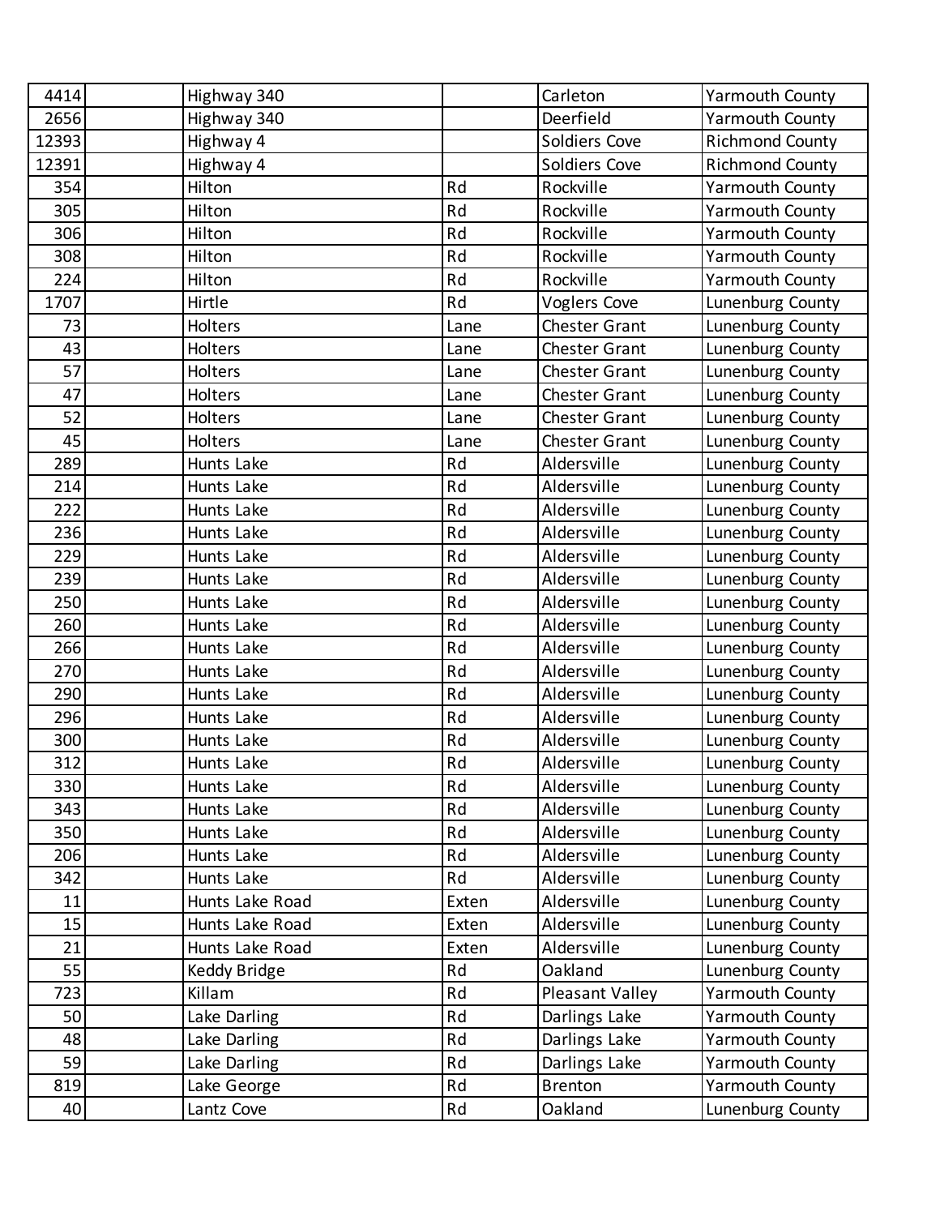| | | | | | |
|---|---|---|---|---|---|
| 4414 | | Highway 340 | | Carleton | Yarmouth County |
| 2656 | | Highway 340 | | Deerfield | Yarmouth County |
| 12393 | | Highway 4 | | Soldiers Cove | Richmond County |
| 12391 | | Highway 4 | | Soldiers Cove | Richmond County |
| 354 | | Hilton | Rd | Rockville | Yarmouth County |
| 305 | | Hilton | Rd | Rockville | Yarmouth County |
| 306 | | Hilton | Rd | Rockville | Yarmouth County |
| 308 | | Hilton | Rd | Rockville | Yarmouth County |
| 224 | | Hilton | Rd | Rockville | Yarmouth County |
| 1707 | | Hirtle | Rd | Voglers Cove | Lunenburg County |
| 73 | | Holters | Lane | Chester Grant | Lunenburg County |
| 43 | | Holters | Lane | Chester Grant | Lunenburg County |
| 57 | | Holters | Lane | Chester Grant | Lunenburg County |
| 47 | | Holters | Lane | Chester Grant | Lunenburg County |
| 52 | | Holters | Lane | Chester Grant | Lunenburg County |
| 45 | | Holters | Lane | Chester Grant | Lunenburg County |
| 289 | | Hunts Lake | Rd | Aldersville | Lunenburg County |
| 214 | | Hunts Lake | Rd | Aldersville | Lunenburg County |
| 222 | | Hunts Lake | Rd | Aldersville | Lunenburg County |
| 236 | | Hunts Lake | Rd | Aldersville | Lunenburg County |
| 229 | | Hunts Lake | Rd | Aldersville | Lunenburg County |
| 239 | | Hunts Lake | Rd | Aldersville | Lunenburg County |
| 250 | | Hunts Lake | Rd | Aldersville | Lunenburg County |
| 260 | | Hunts Lake | Rd | Aldersville | Lunenburg County |
| 266 | | Hunts Lake | Rd | Aldersville | Lunenburg County |
| 270 | | Hunts Lake | Rd | Aldersville | Lunenburg County |
| 290 | | Hunts Lake | Rd | Aldersville | Lunenburg County |
| 296 | | Hunts Lake | Rd | Aldersville | Lunenburg County |
| 300 | | Hunts Lake | Rd | Aldersville | Lunenburg County |
| 312 | | Hunts Lake | Rd | Aldersville | Lunenburg County |
| 330 | | Hunts Lake | Rd | Aldersville | Lunenburg County |
| 343 | | Hunts Lake | Rd | Aldersville | Lunenburg County |
| 350 | | Hunts Lake | Rd | Aldersville | Lunenburg County |
| 206 | | Hunts Lake | Rd | Aldersville | Lunenburg County |
| 342 | | Hunts Lake | Rd | Aldersville | Lunenburg County |
| 11 | | Hunts Lake Road | Exten | Aldersville | Lunenburg County |
| 15 | | Hunts Lake Road | Exten | Aldersville | Lunenburg County |
| 21 | | Hunts Lake Road | Exten | Aldersville | Lunenburg County |
| 55 | | Keddy Bridge | Rd | Oakland | Lunenburg County |
| 723 | | Killam | Rd | Pleasant Valley | Yarmouth County |
| 50 | | Lake Darling | Rd | Darlings Lake | Yarmouth County |
| 48 | | Lake Darling | Rd | Darlings Lake | Yarmouth County |
| 59 | | Lake Darling | Rd | Darlings Lake | Yarmouth County |
| 819 | | Lake George | Rd | Brenton | Yarmouth County |
| 40 | | Lantz Cove | Rd | Oakland | Lunenburg County |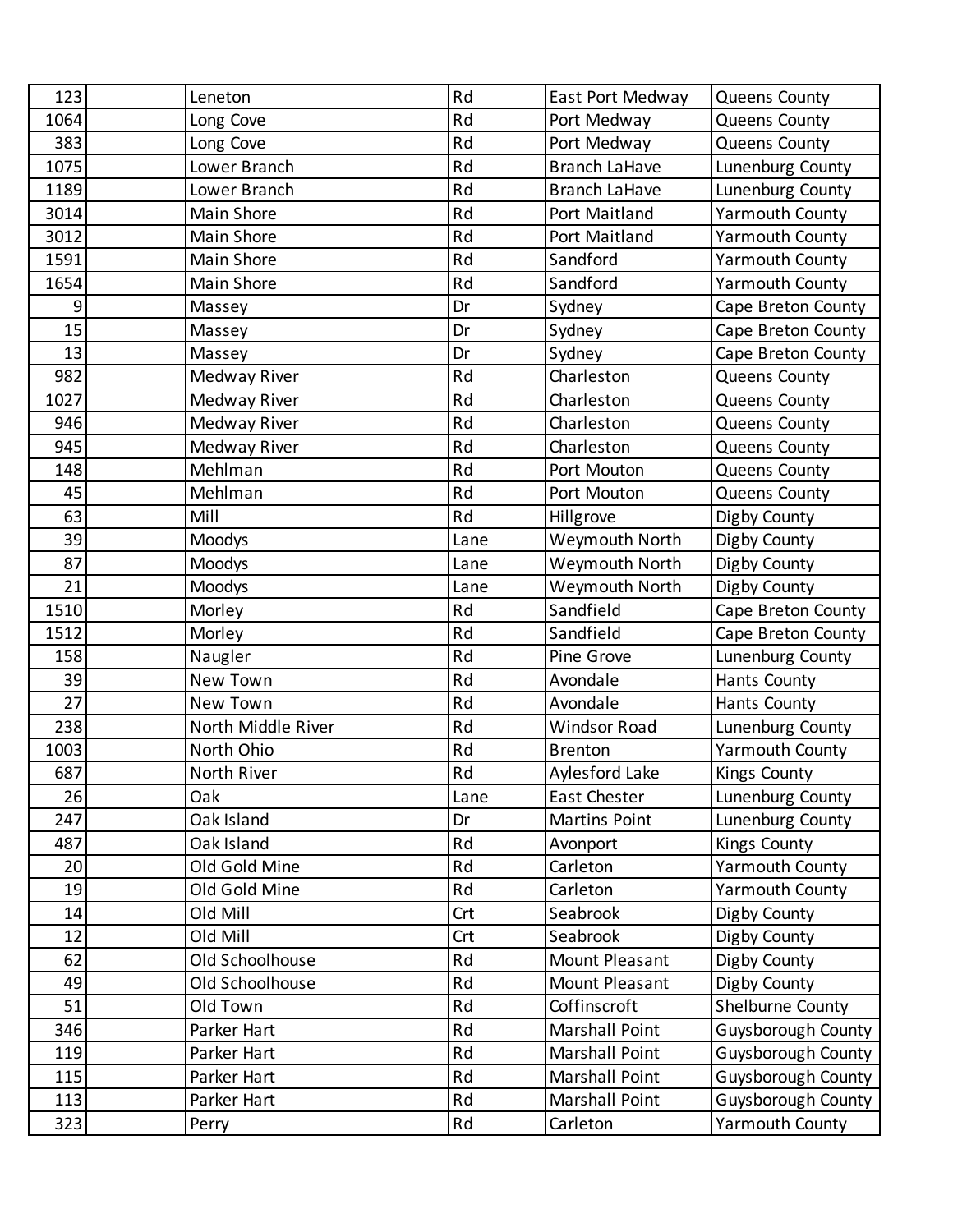| | | | | | |
|---|---|---|---|---|---|
| 123 | | Leneton | Rd | East Port Medway | Queens County |
| 1064 | | Long Cove | Rd | Port Medway | Queens County |
| 383 | | Long Cove | Rd | Port Medway | Queens County |
| 1075 | | Lower Branch | Rd | Branch LaHave | Lunenburg County |
| 1189 | | Lower Branch | Rd | Branch LaHave | Lunenburg County |
| 3014 | | Main Shore | Rd | Port Maitland | Yarmouth County |
| 3012 | | Main Shore | Rd | Port Maitland | Yarmouth County |
| 1591 | | Main Shore | Rd | Sandford | Yarmouth County |
| 1654 | | Main Shore | Rd | Sandford | Yarmouth County |
| 9 | | Massey | Dr | Sydney | Cape Breton County |
| 15 | | Massey | Dr | Sydney | Cape Breton County |
| 13 | | Massey | Dr | Sydney | Cape Breton County |
| 982 | | Medway River | Rd | Charleston | Queens County |
| 1027 | | Medway River | Rd | Charleston | Queens County |
| 946 | | Medway River | Rd | Charleston | Queens County |
| 945 | | Medway River | Rd | Charleston | Queens County |
| 148 | | Mehlman | Rd | Port Mouton | Queens County |
| 45 | | Mehlman | Rd | Port Mouton | Queens County |
| 63 | | Mill | Rd | Hillgrove | Digby County |
| 39 | | Moodys | Lane | Weymouth North | Digby County |
| 87 | | Moodys | Lane | Weymouth North | Digby County |
| 21 | | Moodys | Lane | Weymouth North | Digby County |
| 1510 | | Morley | Rd | Sandfield | Cape Breton County |
| 1512 | | Morley | Rd | Sandfield | Cape Breton County |
| 158 | | Naugler | Rd | Pine Grove | Lunenburg County |
| 39 | | New Town | Rd | Avondale | Hants County |
| 27 | | New Town | Rd | Avondale | Hants County |
| 238 | | North Middle River | Rd | Windsor Road | Lunenburg County |
| 1003 | | North Ohio | Rd | Brenton | Yarmouth County |
| 687 | | North River | Rd | Aylesford Lake | Kings County |
| 26 | | Oak | Lane | East Chester | Lunenburg County |
| 247 | | Oak Island | Dr | Martins Point | Lunenburg County |
| 487 | | Oak Island | Rd | Avonport | Kings County |
| 20 | | Old Gold Mine | Rd | Carleton | Yarmouth County |
| 19 | | Old Gold Mine | Rd | Carleton | Yarmouth County |
| 14 | | Old Mill | Crt | Seabrook | Digby County |
| 12 | | Old Mill | Crt | Seabrook | Digby County |
| 62 | | Old Schoolhouse | Rd | Mount Pleasant | Digby County |
| 49 | | Old Schoolhouse | Rd | Mount Pleasant | Digby County |
| 51 | | Old Town | Rd | Coffinscroft | Shelburne County |
| 346 | | Parker Hart | Rd | Marshall Point | Guysborough County |
| 119 | | Parker Hart | Rd | Marshall Point | Guysborough County |
| 115 | | Parker Hart | Rd | Marshall Point | Guysborough County |
| 113 | | Parker Hart | Rd | Marshall Point | Guysborough County |
| 323 | | Perry | Rd | Carleton | Yarmouth County |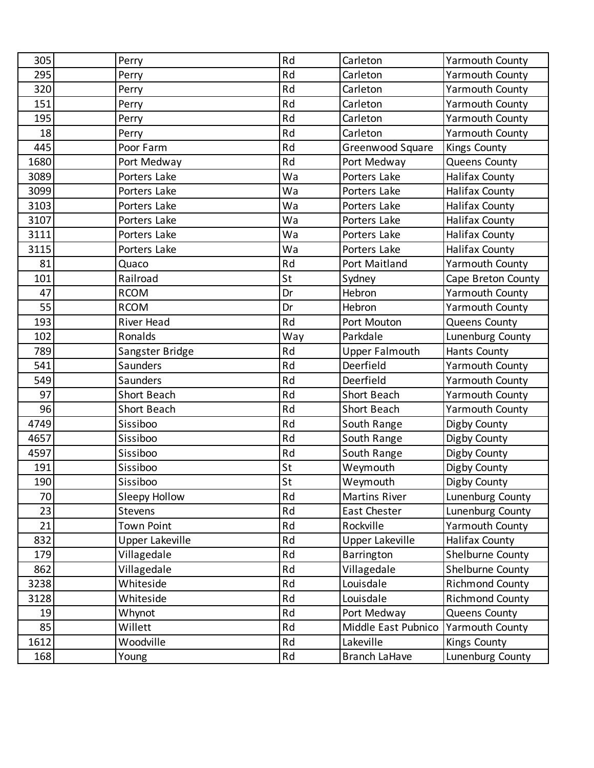| | | | | | |
|---|---|---|---|---|---|
| 305 | | Perry | Rd | Carleton | Yarmouth County |
| 295 | | Perry | Rd | Carleton | Yarmouth County |
| 320 | | Perry | Rd | Carleton | Yarmouth County |
| 151 | | Perry | Rd | Carleton | Yarmouth County |
| 195 | | Perry | Rd | Carleton | Yarmouth County |
| 18 | | Perry | Rd | Carleton | Yarmouth County |
| 445 | | Poor Farm | Rd | Greenwood Square | Kings County |
| 1680 | | Port Medway | Rd | Port Medway | Queens County |
| 3089 | | Porters Lake | Wa | Porters Lake | Halifax County |
| 3099 | | Porters Lake | Wa | Porters Lake | Halifax County |
| 3103 | | Porters Lake | Wa | Porters Lake | Halifax County |
| 3107 | | Porters Lake | Wa | Porters Lake | Halifax County |
| 3111 | | Porters Lake | Wa | Porters Lake | Halifax County |
| 3115 | | Porters Lake | Wa | Porters Lake | Halifax County |
| 81 | | Quaco | Rd | Port Maitland | Yarmouth County |
| 101 | | Railroad | St | Sydney | Cape Breton County |
| 47 | | RCOM | Dr | Hebron | Yarmouth County |
| 55 | | RCOM | Dr | Hebron | Yarmouth County |
| 193 | | River Head | Rd | Port Mouton | Queens County |
| 102 | | Ronalds | Way | Parkdale | Lunenburg County |
| 789 | | Sangster Bridge | Rd | Upper Falmouth | Hants County |
| 541 | | Saunders | Rd | Deerfield | Yarmouth County |
| 549 | | Saunders | Rd | Deerfield | Yarmouth County |
| 97 | | Short Beach | Rd | Short Beach | Yarmouth County |
| 96 | | Short Beach | Rd | Short Beach | Yarmouth County |
| 4749 | | Sissiboo | Rd | South Range | Digby County |
| 4657 | | Sissiboo | Rd | South Range | Digby County |
| 4597 | | Sissiboo | Rd | South Range | Digby County |
| 191 | | Sissiboo | St | Weymouth | Digby County |
| 190 | | Sissiboo | St | Weymouth | Digby County |
| 70 | | Sleepy Hollow | Rd | Martins River | Lunenburg County |
| 23 | | Stevens | Rd | East Chester | Lunenburg County |
| 21 | | Town Point | Rd | Rockville | Yarmouth County |
| 832 | | Upper Lakeville | Rd | Upper Lakeville | Halifax County |
| 179 | | Villagedale | Rd | Barrington | Shelburne County |
| 862 | | Villagedale | Rd | Villagedale | Shelburne County |
| 3238 | | Whiteside | Rd | Louisdale | Richmond County |
| 3128 | | Whiteside | Rd | Louisdale | Richmond County |
| 19 | | Whynot | Rd | Port Medway | Queens County |
| 85 | | Willett | Rd | Middle East Pubnico | Yarmouth County |
| 1612 | | Woodville | Rd | Lakeville | Kings County |
| 168 | | Young | Rd | Branch LaHave | Lunenburg County |